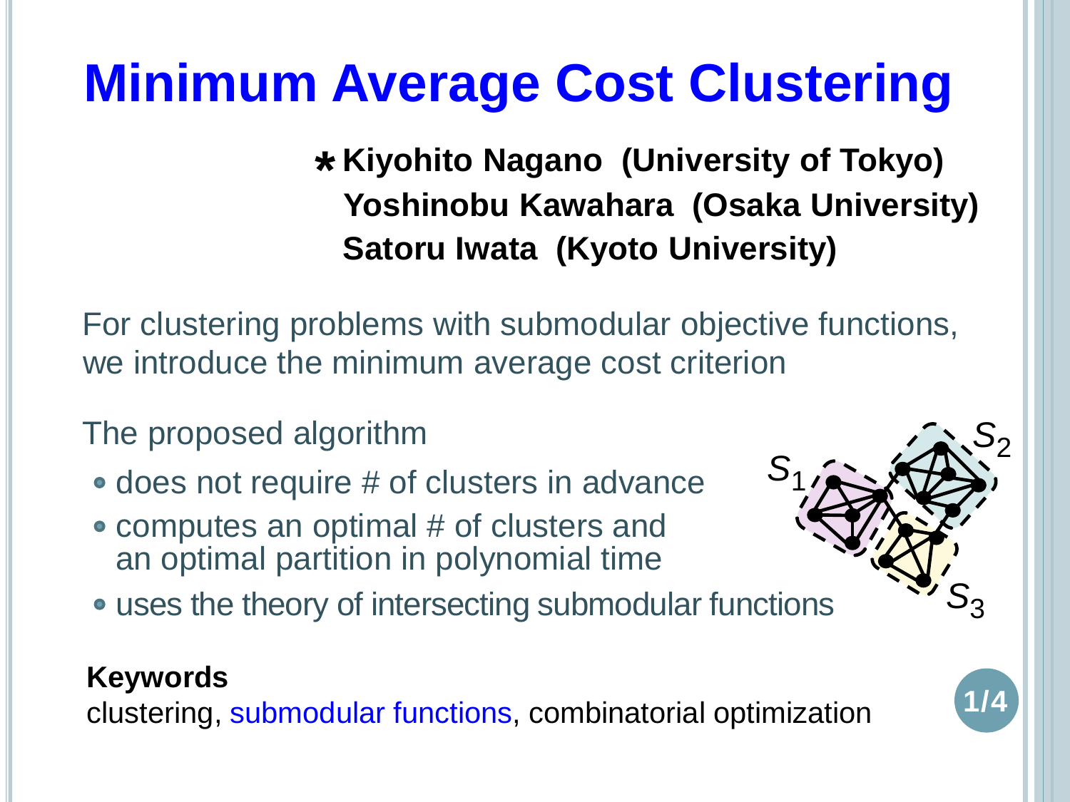# Minimum Average Cost Clustering

**\*Kiyohito Nagano (University of Tokyo)**
**Yoshinobu Kawahara (Osaka University)**
**Satoru Iwata (Kyoto University)**

For clustering problems with submodular objective functions, we introduce the minimum average cost criterion

The proposed algorithm

- does not require # of clusters in advance
- computes an optimal # of clusters and an optimal partition in polynomial time
- uses the theory of intersecting submodular functions

$S_1$ $S_2$ $S_3$

**Keywords**
clustering, submodular functions, combinatorial optimization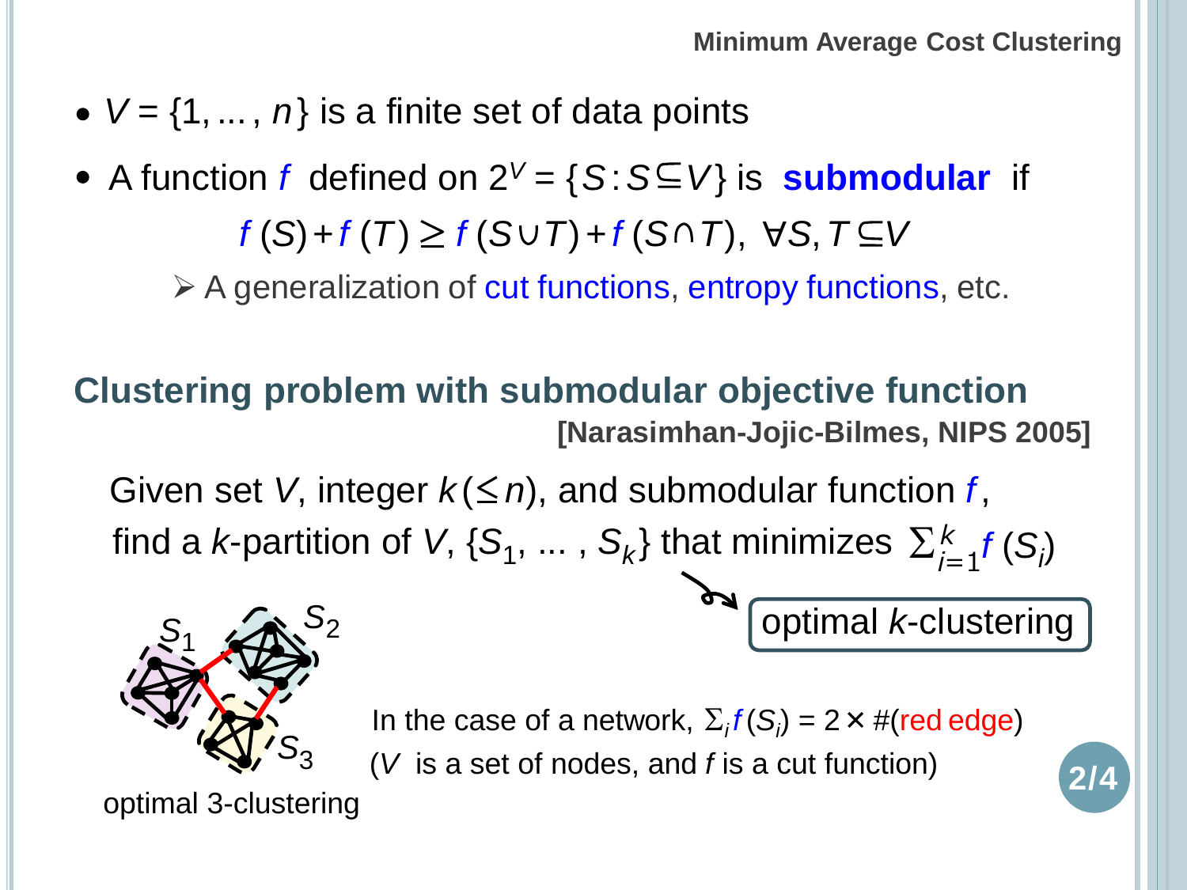- $V = \{1, \ldots, n\}$ is a finite set of data points
- A function $f$ defined on $2^V = \{S : S \subseteq V\}$ is **submodular** if

$$f(S) + f(T) \geq f(S \cup T) + f(S \cap T), \ \forall S, T \subseteq V$$

  - A generalization of cut functions, entropy functions, etc.

## Clustering problem with submodular objective function

**[Narasimhan-Jojic-Bilmes, NIPS 2005]**

Given set $V$, integer $k (\leq n)$, and submodular function $f$, find a $k$-partition of $V$, $\{S_1, \ldots, S_k\}$ that minimizes $\sum_{i=1}^{k} f(S_i)$

optimal $k$-clustering

$S_1$ $S_2$ $S_3$

optimal 3-clustering

In the case of a network, $\Sigma_i f(S_i) = 2 \times \#$(red edge)

($V$ is a set of nodes, and $f$ is a cut function)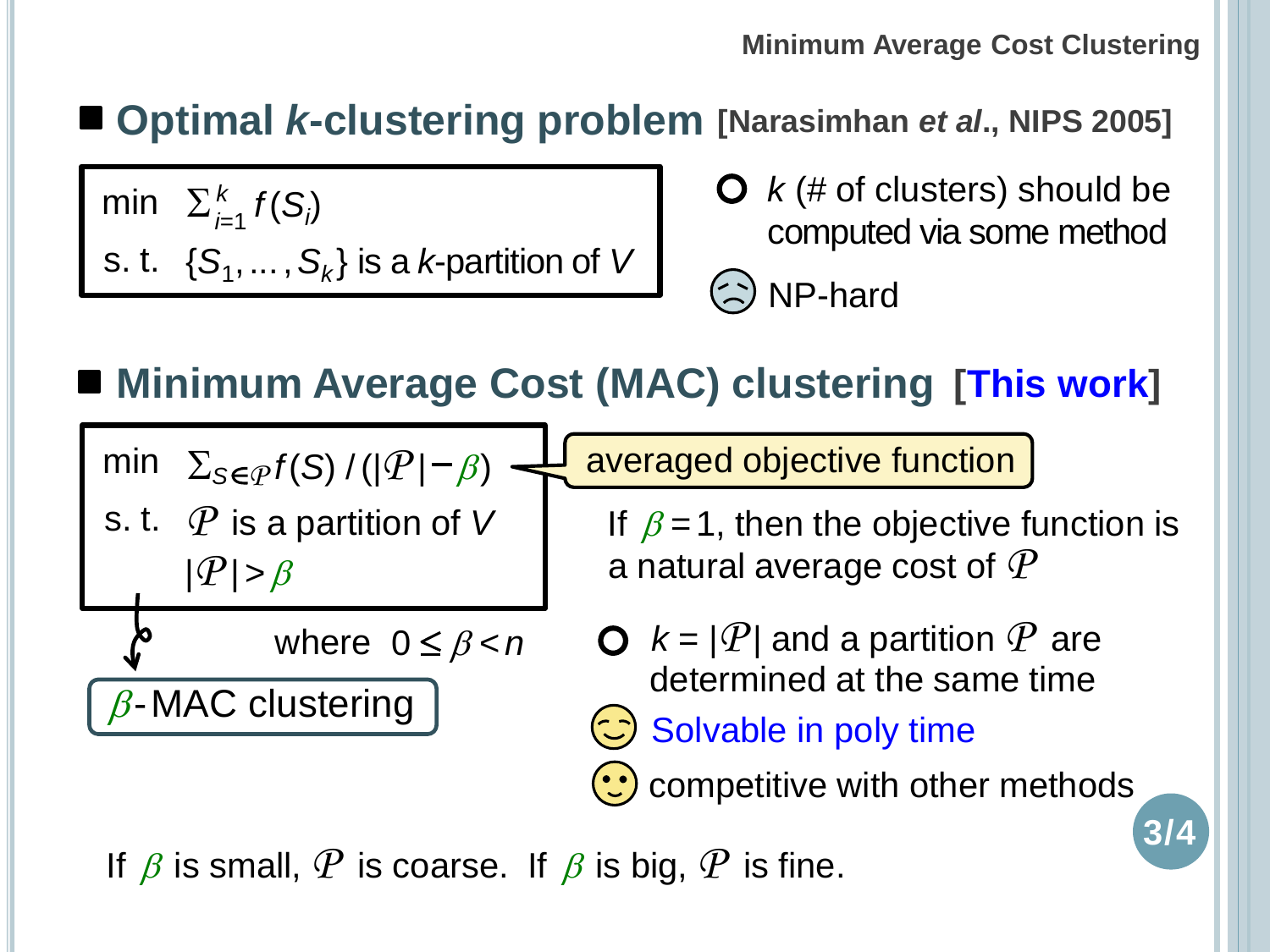## Optimal $k$-clustering problem [Narasimhan *et al*., NIPS 2005]

$$\min \sum_{i=1}^{k} f(S_i)$$
s. t. $\{S_1, \ldots, S_k\}$ is a $k$-partition of $V$

- $k$ (# of clusters) should be computed via some method
- NP-hard

## Minimum Average Cost (MAC) clustering [This work]

$$\min \sum_{S \in \mathcal{P}} f(S) \,/\, (|\mathcal{P}| - \beta)$$
s. t. $\mathcal{P}$ is a partition of $V$
$|\mathcal{P}| > \beta$

where $0 \leq \beta < n$

$\beta$-MAC clustering

averaged objective function

If $\beta = 1$, then the objective function is a natural average cost of $\mathcal{P}$

- $k = |\mathcal{P}|$ and a partition $\mathcal{P}$ are determined at the same time
- Solvable in poly time
- competitive with other methods

If $\beta$ is small, $\mathcal{P}$ is coarse. If $\beta$ is big, $\mathcal{P}$ is fine.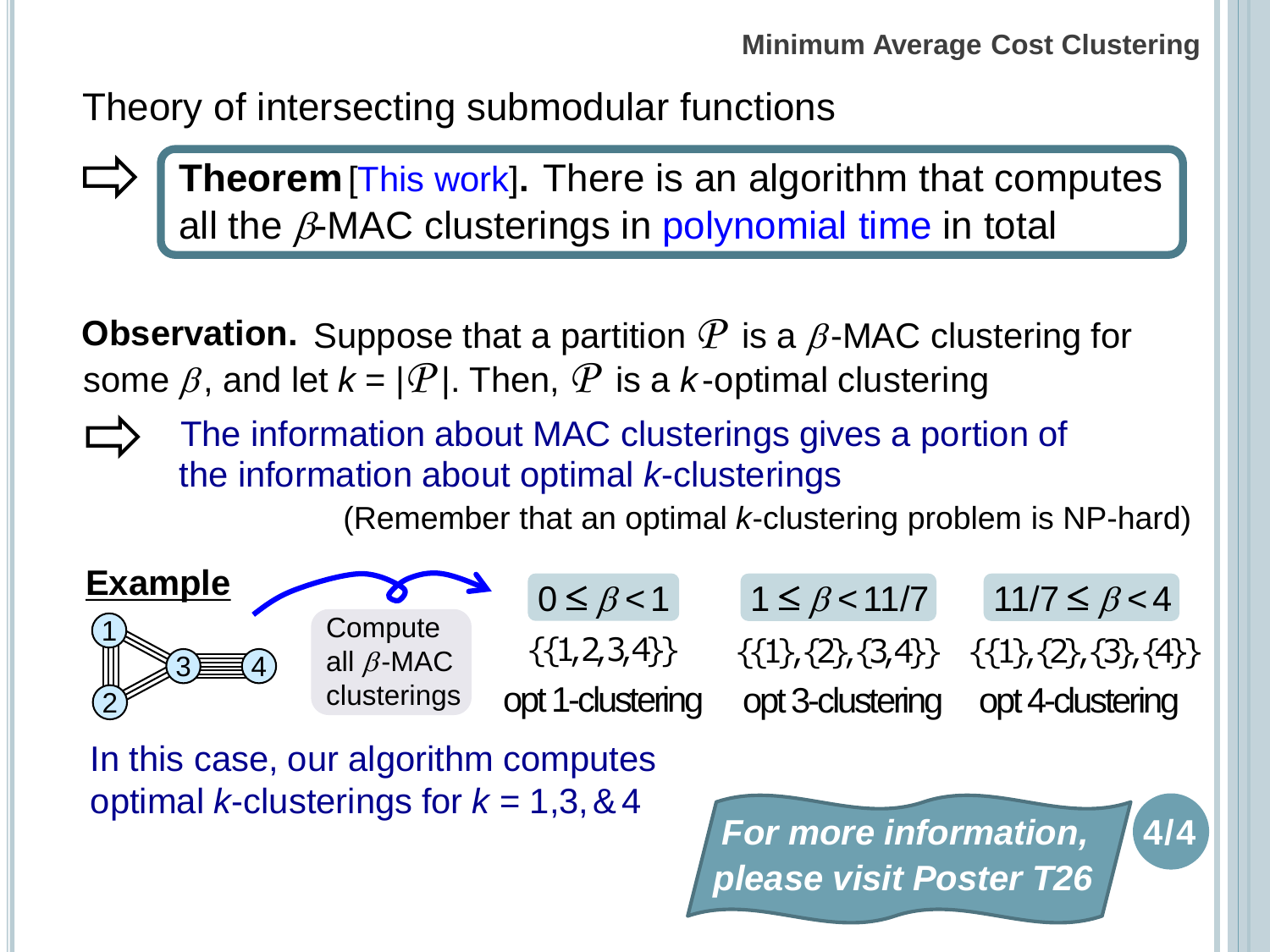Theory of intersecting submodular functions

⇨ **Theorem** [This work]**.** There is an algorithm that computes all the $\beta$-MAC clusterings in polynomial time in total

**Observation.** Suppose that a partition $\mathcal{P}$ is a $\beta$-MAC clustering for some $\beta$, and let $k = |\mathcal{P}|$. Then, $\mathcal{P}$ is a $k$-optimal clustering

⇨ The information about MAC clusterings gives a portion of the information about optimal $k$-clusterings

(Remember that an optimal $k$-clustering problem is NP-hard)

**Example**

Compute all $\beta$-MAC clusterings

| $0 \leq \beta < 1$ | $1 \leq \beta < 11/7$ | $11/7 \leq \beta < 4$ |
|---|---|---|
| {{1,2,3,4}} | {{1},{2},{3,4}} | {{1},{2},{3},{4}} |
| opt 1-clustering | opt 3-clustering | opt 4-clustering |

In this case, our algorithm computes optimal $k$-clusterings for $k$ = 1,3, & 4

***For more information, please visit Poster T26***